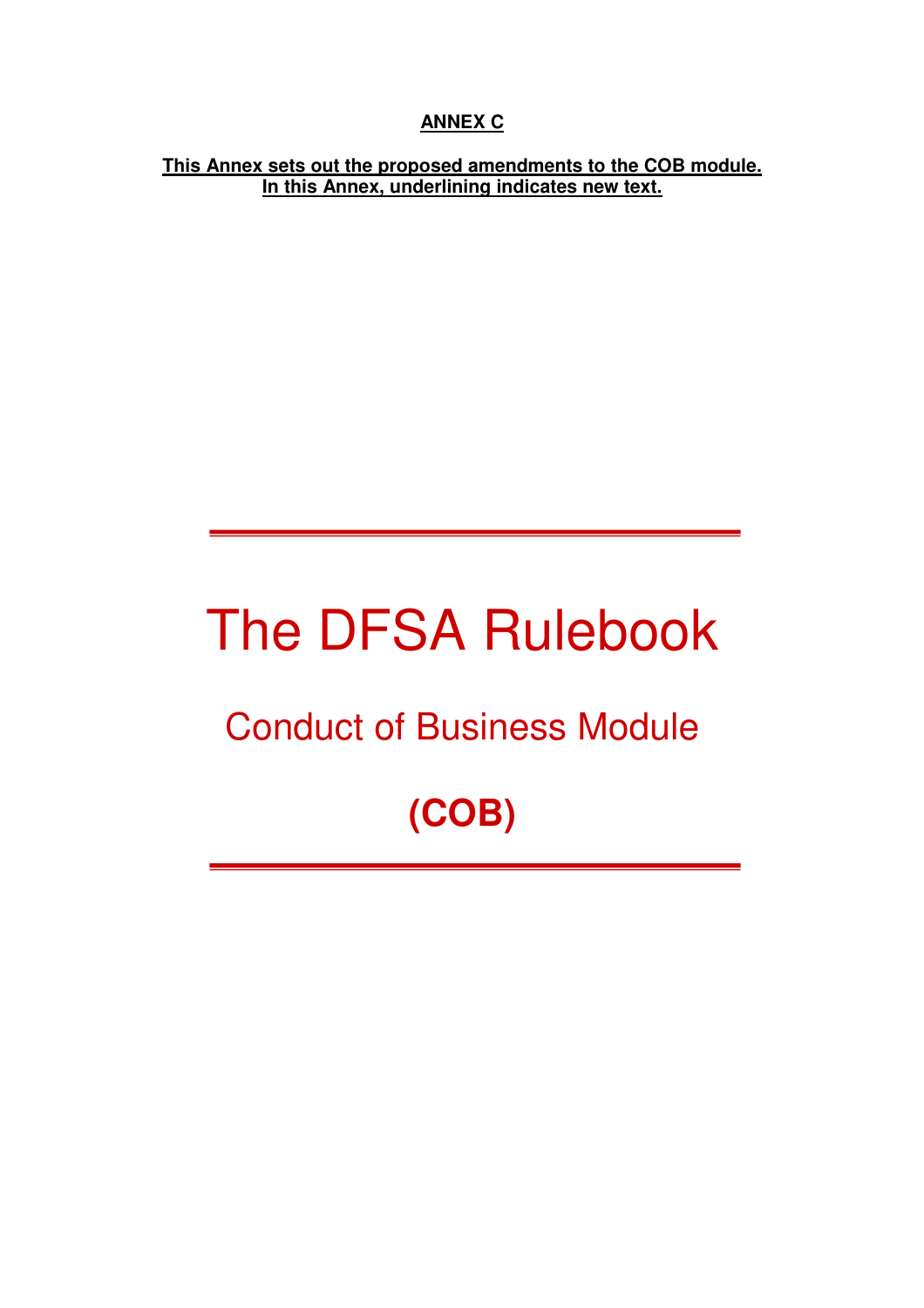**ANNEX C**

**This Annex sets out the proposed amendments to the COB module.**
**In this Annex, underlining indicates new text.**

# The DFSA Rulebook

## Conduct of Business Module

## (COB)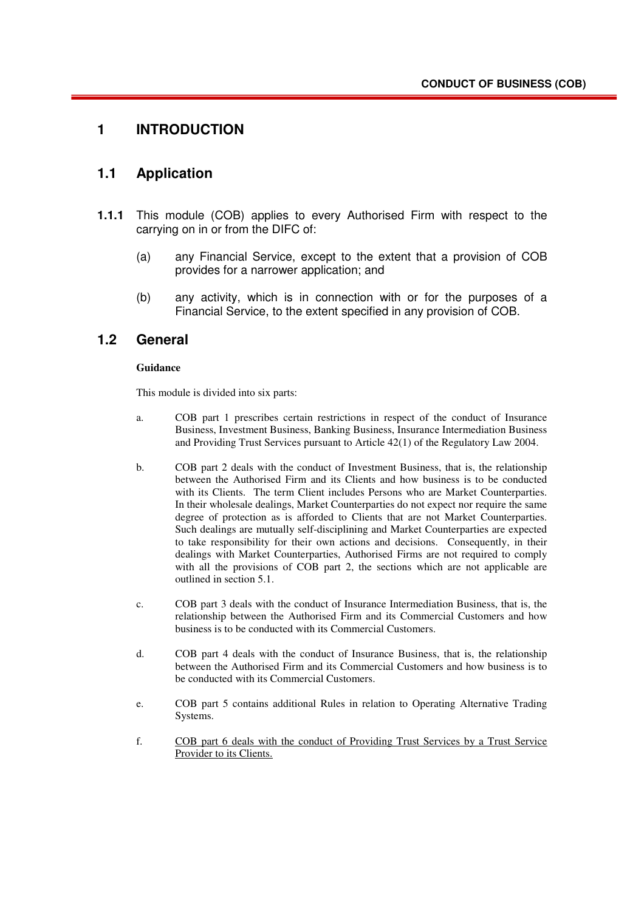# 1 INTRODUCTION

## 1.1 Application

**1.1.1** This module (COB) applies to every Authorised Firm with respect to the carrying on in or from the DIFC of:

(a) any Financial Service, except to the extent that a provision of COB provides for a narrower application; and

(b) any activity, which is in connection with or for the purposes of a Financial Service, to the extent specified in any provision of COB.

## 1.2 General

**Guidance**

This module is divided into six parts:

a. COB part 1 prescribes certain restrictions in respect of the conduct of Insurance Business, Investment Business, Banking Business, Insurance Intermediation Business and Providing Trust Services pursuant to Article 42(1) of the Regulatory Law 2004.

b. COB part 2 deals with the conduct of Investment Business, that is, the relationship between the Authorised Firm and its Clients and how business is to be conducted with its Clients. The term Client includes Persons who are Market Counterparties. In their wholesale dealings, Market Counterparties do not expect nor require the same degree of protection as is afforded to Clients that are not Market Counterparties. Such dealings are mutually self-disciplining and Market Counterparties are expected to take responsibility for their own actions and decisions. Consequently, in their dealings with Market Counterparties, Authorised Firms are not required to comply with all the provisions of COB part 2, the sections which are not applicable are outlined in section 5.1.

c. COB part 3 deals with the conduct of Insurance Intermediation Business, that is, the relationship between the Authorised Firm and its Commercial Customers and how business is to be conducted with its Commercial Customers.

d. COB part 4 deals with the conduct of Insurance Business, that is, the relationship between the Authorised Firm and its Commercial Customers and how business is to be conducted with its Commercial Customers.

e. COB part 5 contains additional Rules in relation to Operating Alternative Trading Systems.

f. <u>COB part 6 deals with the conduct of Providing Trust Services by a Trust Service Provider to its Clients.</u>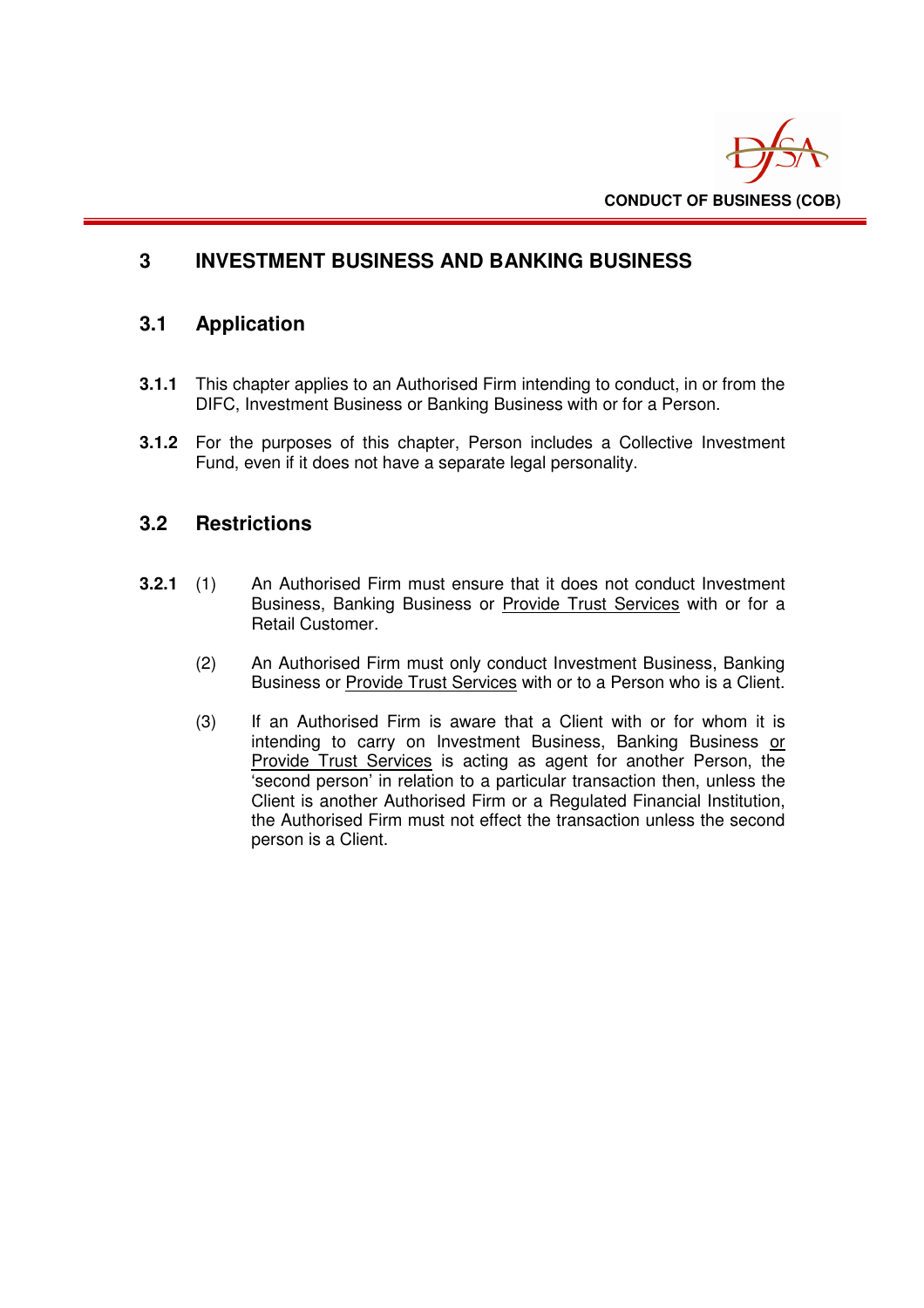# 3 INVESTMENT BUSINESS AND BANKING BUSINESS

## 3.1 Application

**3.1.1** This chapter applies to an Authorised Firm intending to conduct, in or from the DIFC, Investment Business or Banking Business with or for a Person.

**3.1.2** For the purposes of this chapter, Person includes a Collective Investment Fund, even if it does not have a separate legal personality.

## 3.2 Restrictions

**3.2.1** (1) An Authorised Firm must ensure that it does not conduct Investment Business, Banking Business or Provide Trust Services with or for a Retail Customer.

(2) An Authorised Firm must only conduct Investment Business, Banking Business or Provide Trust Services with or to a Person who is a Client.

(3) If an Authorised Firm is aware that a Client with or for whom it is intending to carry on Investment Business, Banking Business or Provide Trust Services is acting as agent for another Person, the 'second person' in relation to a particular transaction then, unless the Client is another Authorised Firm or a Regulated Financial Institution, the Authorised Firm must not effect the transaction unless the second person is a Client.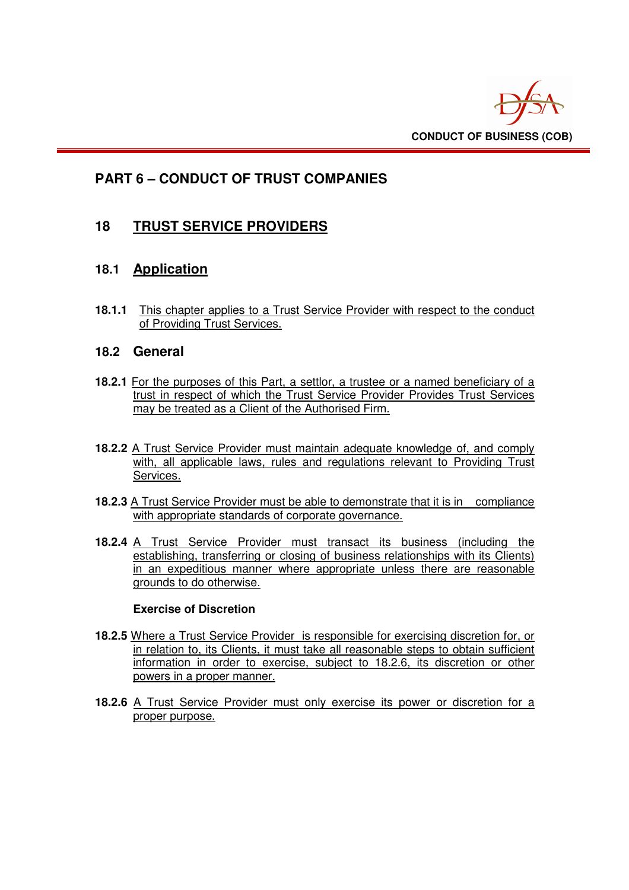# PART 6 – CONDUCT OF TRUST COMPANIES

## 18 TRUST SERVICE PROVIDERS

### 18.1 Application

**18.1.1** This chapter applies to a Trust Service Provider with respect to the conduct of Providing Trust Services.

### 18.2 General

**18.2.1** For the purposes of this Part, a settlor, a trustee or a named beneficiary of a trust in respect of which the Trust Service Provider Provides Trust Services may be treated as a Client of the Authorised Firm.

**18.2.2** A Trust Service Provider must maintain adequate knowledge of, and comply with, all applicable laws, rules and regulations relevant to Providing Trust Services.

**18.2.3** A Trust Service Provider must be able to demonstrate that it is in compliance with appropriate standards of corporate governance.

**18.2.4** A Trust Service Provider must transact its business (including the establishing, transferring or closing of business relationships with its Clients) in an expeditious manner where appropriate unless there are reasonable grounds to do otherwise.

**Exercise of Discretion**

**18.2.5** Where a Trust Service Provider is responsible for exercising discretion for, or in relation to, its Clients, it must take all reasonable steps to obtain sufficient information in order to exercise, subject to 18.2.6, its discretion or other powers in a proper manner.

**18.2.6** A Trust Service Provider must only exercise its power or discretion for a proper purpose.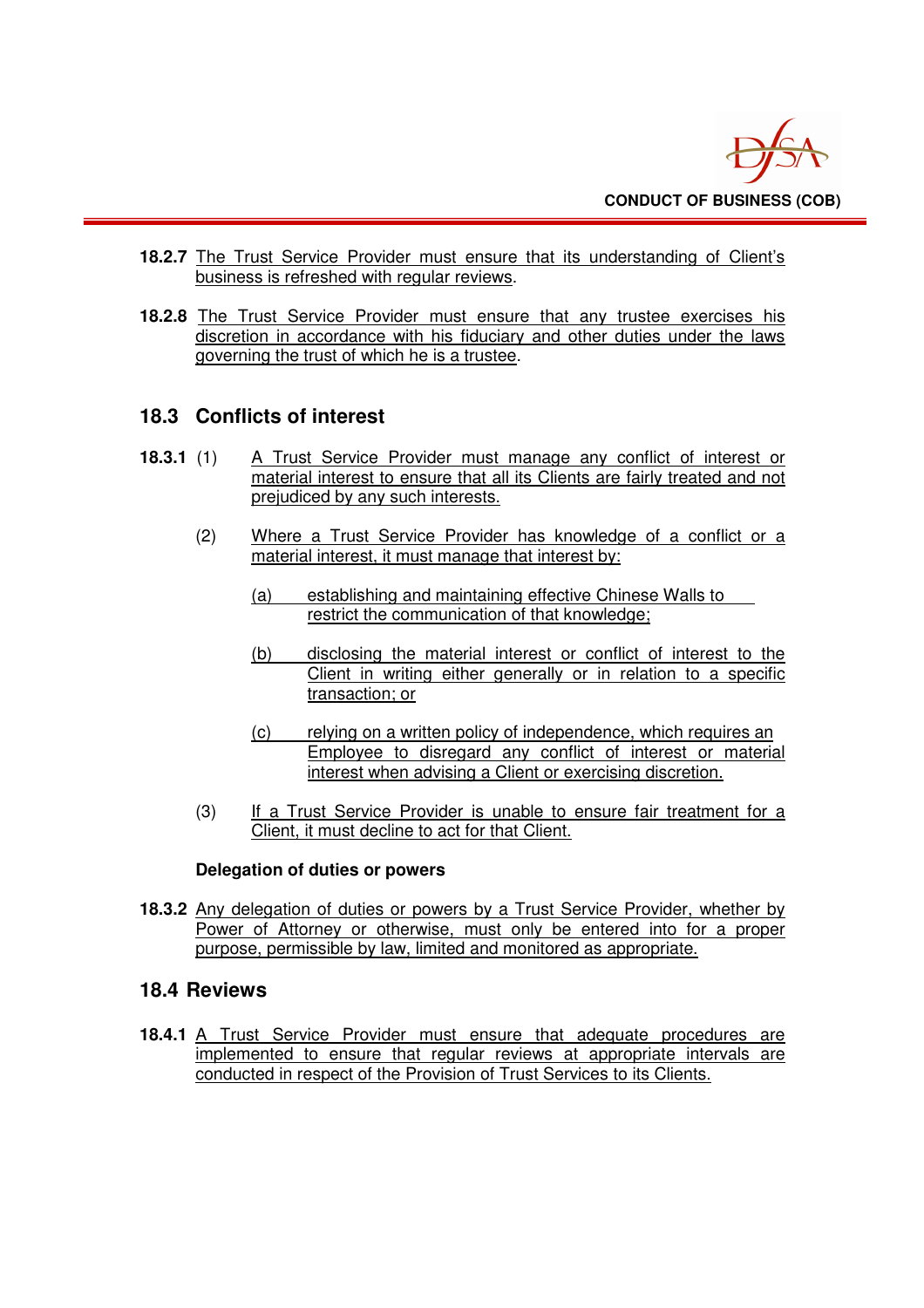**18.2.7** The Trust Service Provider must ensure that its understanding of Client's business is refreshed with regular reviews.

**18.2.8** The Trust Service Provider must ensure that any trustee exercises his discretion in accordance with his fiduciary and other duties under the laws governing the trust of which he is a trustee.

## 18.3 Conflicts of interest

**18.3.1** (1) A Trust Service Provider must manage any conflict of interest or material interest to ensure that all its Clients are fairly treated and not prejudiced by any such interests.

(2) Where a Trust Service Provider has knowledge of a conflict or a material interest, it must manage that interest by:

(a) establishing and maintaining effective Chinese Walls to restrict the communication of that knowledge;

(b) disclosing the material interest or conflict of interest to the Client in writing either generally or in relation to a specific transaction; or

(c) relying on a written policy of independence, which requires an Employee to disregard any conflict of interest or material interest when advising a Client or exercising discretion.

(3) If a Trust Service Provider is unable to ensure fair treatment for a Client, it must decline to act for that Client.

**Delegation of duties or powers**

**18.3.2** Any delegation of duties or powers by a Trust Service Provider, whether by Power of Attorney or otherwise, must only be entered into for a proper purpose, permissible by law, limited and monitored as appropriate.

## 18.4 Reviews

**18.4.1** A Trust Service Provider must ensure that adequate procedures are implemented to ensure that regular reviews at appropriate intervals are conducted in respect of the Provision of Trust Services to its Clients.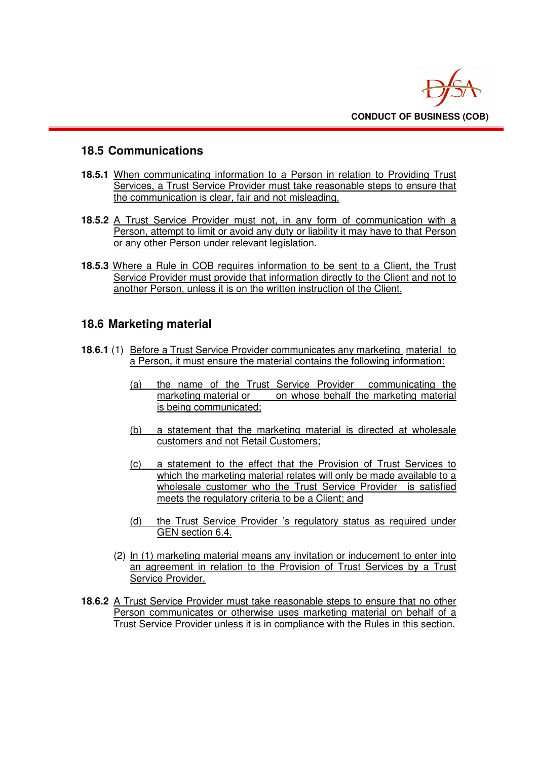## 18.5 Communications

**18.5.1** When communicating information to a Person in relation to Providing Trust Services, a Trust Service Provider must take reasonable steps to ensure that the communication is clear, fair and not misleading.

**18.5.2** A Trust Service Provider must not, in any form of communication with a Person, attempt to limit or avoid any duty or liability it may have to that Person or any other Person under relevant legislation.

**18.5.3** Where a Rule in COB requires information to be sent to a Client, the Trust Service Provider must provide that information directly to the Client and not to another Person, unless it is on the written instruction of the Client.

## 18.6 Marketing material

**18.6.1** (1) Before a Trust Service Provider communicates any marketing material to a Person, it must ensure the material contains the following information:

(a) the name of the Trust Service Provider communicating the marketing material or on whose behalf the marketing material is being communicated;

(b) a statement that the marketing material is directed at wholesale customers and not Retail Customers;

(c) a statement to the effect that the Provision of Trust Services to which the marketing material relates will only be made available to a wholesale customer who the Trust Service Provider is satisfied meets the regulatory criteria to be a Client; and

(d) the Trust Service Provider 's regulatory status as required under GEN section 6.4.

(2) In (1) marketing material means any invitation or inducement to enter into an agreement in relation to the Provision of Trust Services by a Trust Service Provider.

**18.6.2** A Trust Service Provider must take reasonable steps to ensure that no other Person communicates or otherwise uses marketing material on behalf of a Trust Service Provider unless it is in compliance with the Rules in this section.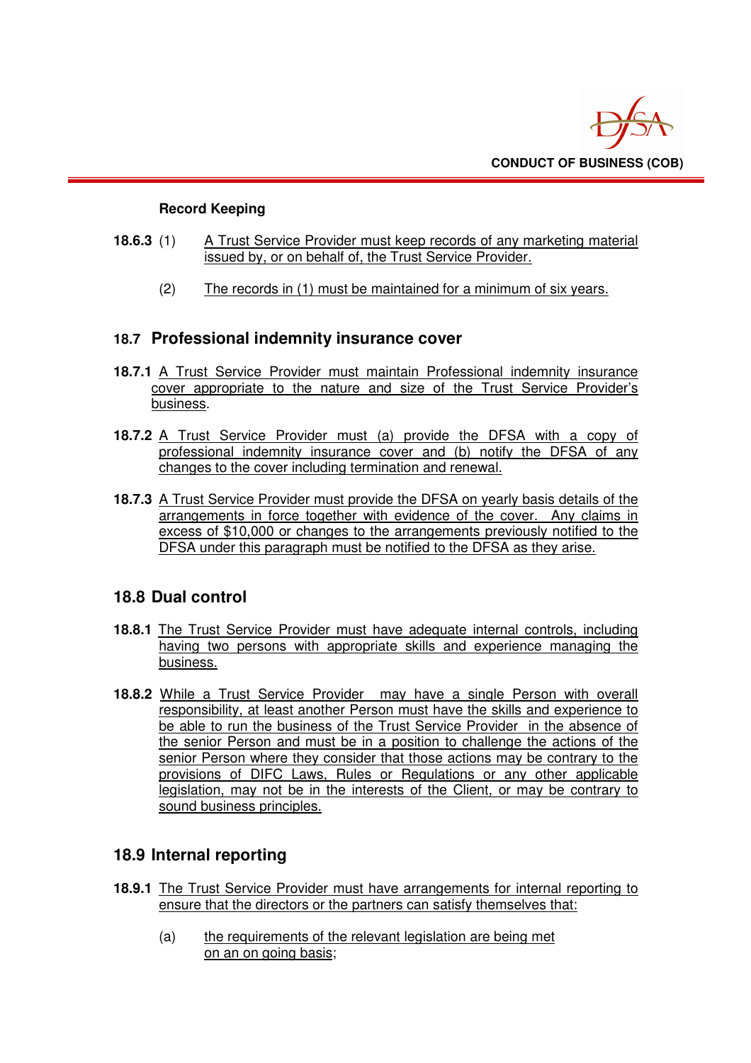**Record Keeping**

**18.6.3** (1) A Trust Service Provider must keep records of any marketing material issued by, or on behalf of, the Trust Service Provider.

(2) The records in (1) must be maintained for a minimum of six years.

## 18.7 Professional indemnity insurance cover

**18.7.1** A Trust Service Provider must maintain Professional indemnity insurance cover appropriate to the nature and size of the Trust Service Provider's business.

**18.7.2** A Trust Service Provider must (a) provide the DFSA with a copy of professional indemnity insurance cover and (b) notify the DFSA of any changes to the cover including termination and renewal.

**18.7.3** A Trust Service Provider must provide the DFSA on yearly basis details of the arrangements in force together with evidence of the cover. Any claims in excess of $10,000 or changes to the arrangements previously notified to the DFSA under this paragraph must be notified to the DFSA as they arise.

## 18.8 Dual control

**18.8.1** The Trust Service Provider must have adequate internal controls, including having two persons with appropriate skills and experience managing the business.

**18.8.2** While a Trust Service Provider may have a single Person with overall responsibility, at least another Person must have the skills and experience to be able to run the business of the Trust Service Provider in the absence of the senior Person and must be in a position to challenge the actions of the senior Person where they consider that those actions may be contrary to the provisions of DIFC Laws, Rules or Regulations or any other applicable legislation, may not be in the interests of the Client, or may be contrary to sound business principles.

## 18.9 Internal reporting

**18.9.1** The Trust Service Provider must have arrangements for internal reporting to ensure that the directors or the partners can satisfy themselves that:

(a) the requirements of the relevant legislation are being met on an on going basis;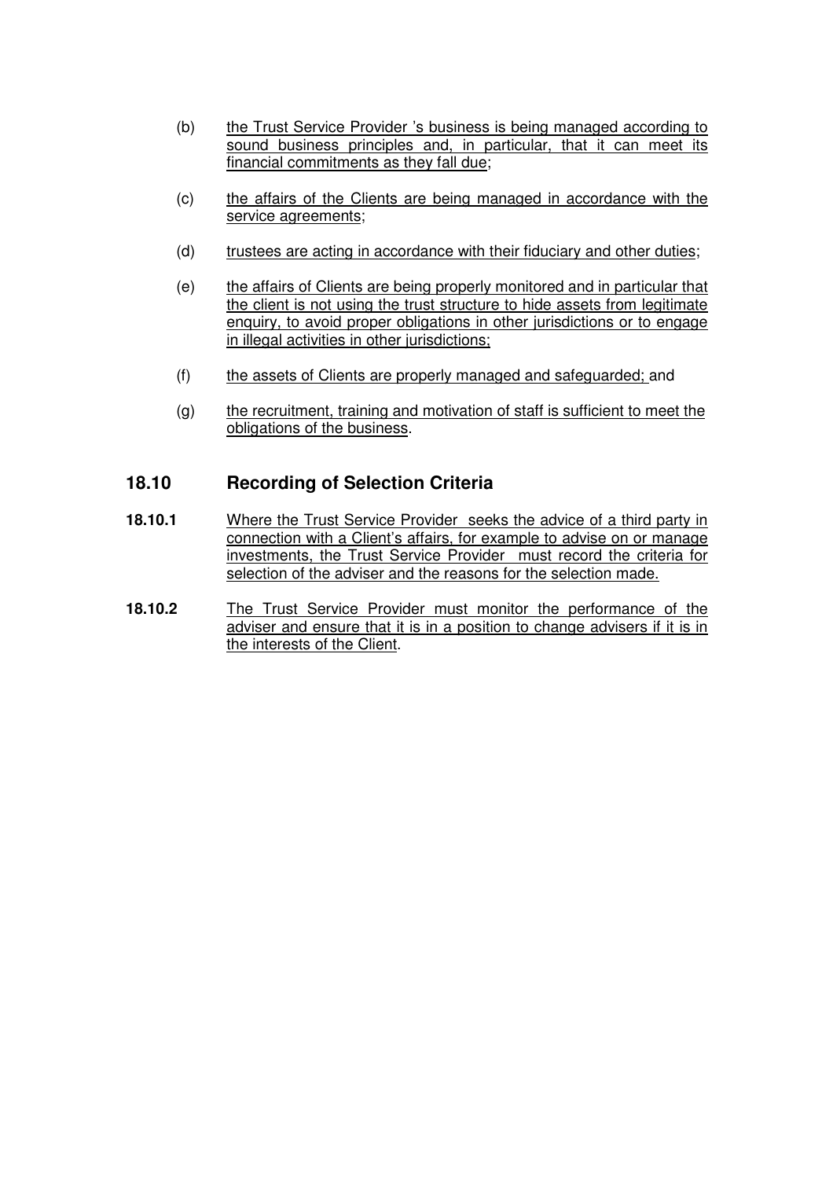(b) the Trust Service Provider 's business is being managed according to sound business principles and, in particular, that it can meet its financial commitments as they fall due;

(c) the affairs of the Clients are being managed in accordance with the service agreements;

(d) trustees are acting in accordance with their fiduciary and other duties;

(e) the affairs of Clients are being properly monitored and in particular that the client is not using the trust structure to hide assets from legitimate enquiry, to avoid proper obligations in other jurisdictions or to engage in illegal activities in other jurisdictions;

(f) the assets of Clients are properly managed and safeguarded; and

(g) the recruitment, training and motivation of staff is sufficient to meet the obligations of the business.

## 18.10 Recording of Selection Criteria

**18.10.1** Where the Trust Service Provider seeks the advice of a third party in connection with a Client's affairs, for example to advise on or manage investments, the Trust Service Provider must record the criteria for selection of the adviser and the reasons for the selection made.

**18.10.2** The Trust Service Provider must monitor the performance of the adviser and ensure that it is in a position to change advisers if it is in the interests of the Client.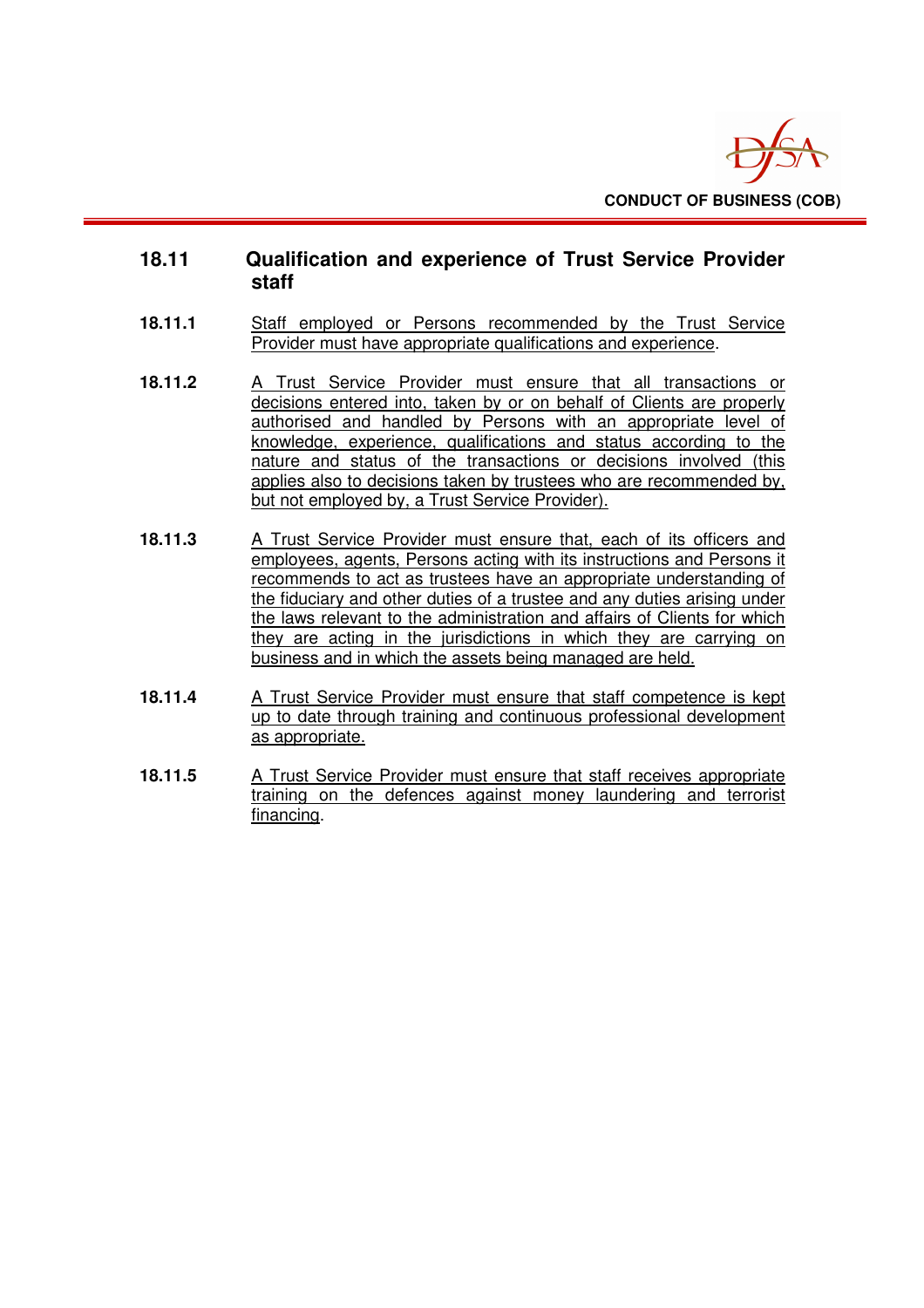## 18.11 Qualification and experience of Trust Service Provider staff

**18.11.1** Staff employed or Persons recommended by the Trust Service Provider must have appropriate qualifications and experience.

**18.11.2** A Trust Service Provider must ensure that all transactions or decisions entered into, taken by or on behalf of Clients are properly authorised and handled by Persons with an appropriate level of knowledge, experience, qualifications and status according to the nature and status of the transactions or decisions involved (this applies also to decisions taken by trustees who are recommended by, but not employed by, a Trust Service Provider).

**18.11.3** A Trust Service Provider must ensure that, each of its officers and employees, agents, Persons acting with its instructions and Persons it recommends to act as trustees have an appropriate understanding of the fiduciary and other duties of a trustee and any duties arising under the laws relevant to the administration and affairs of Clients for which they are acting in the jurisdictions in which they are carrying on business and in which the assets being managed are held.

**18.11.4** A Trust Service Provider must ensure that staff competence is kept up to date through training and continuous professional development as appropriate.

**18.11.5** A Trust Service Provider must ensure that staff receives appropriate training on the defences against money laundering and terrorist financing.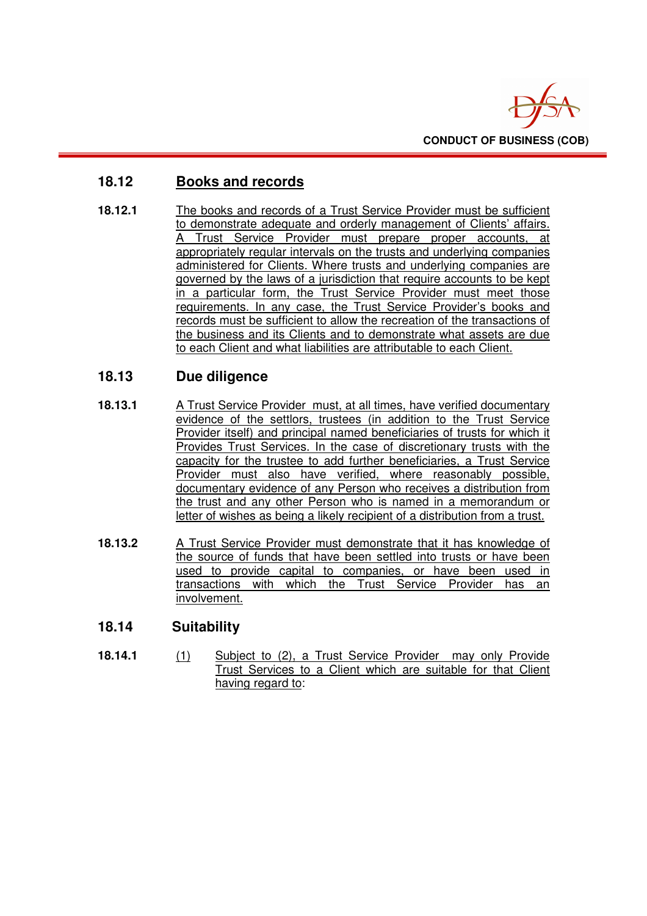## 18.12 Books and records

**18.12.1** The books and records of a Trust Service Provider must be sufficient to demonstrate adequate and orderly management of Clients' affairs. A Trust Service Provider must prepare proper accounts, at appropriately regular intervals on the trusts and underlying companies administered for Clients. Where trusts and underlying companies are governed by the laws of a jurisdiction that require accounts to be kept in a particular form, the Trust Service Provider must meet those requirements. In any case, the Trust Service Provider's books and records must be sufficient to allow the recreation of the transactions of the business and its Clients and to demonstrate what assets are due to each Client and what liabilities are attributable to each Client.

## 18.13 Due diligence

**18.13.1** A Trust Service Provider must, at all times, have verified documentary evidence of the settlors, trustees (in addition to the Trust Service Provider itself) and principal named beneficiaries of trusts for which it Provides Trust Services. In the case of discretionary trusts with the capacity for the trustee to add further beneficiaries, a Trust Service Provider must also have verified, where reasonably possible, documentary evidence of any Person who receives a distribution from the trust and any other Person who is named in a memorandum or letter of wishes as being a likely recipient of a distribution from a trust.

**18.13.2** A Trust Service Provider must demonstrate that it has knowledge of the source of funds that have been settled into trusts or have been used to provide capital to companies, or have been used in transactions with which the Trust Service Provider has an involvement.

## 18.14 Suitability

**18.14.1** (1) Subject to (2), a Trust Service Provider may only Provide Trust Services to a Client which are suitable for that Client having regard to: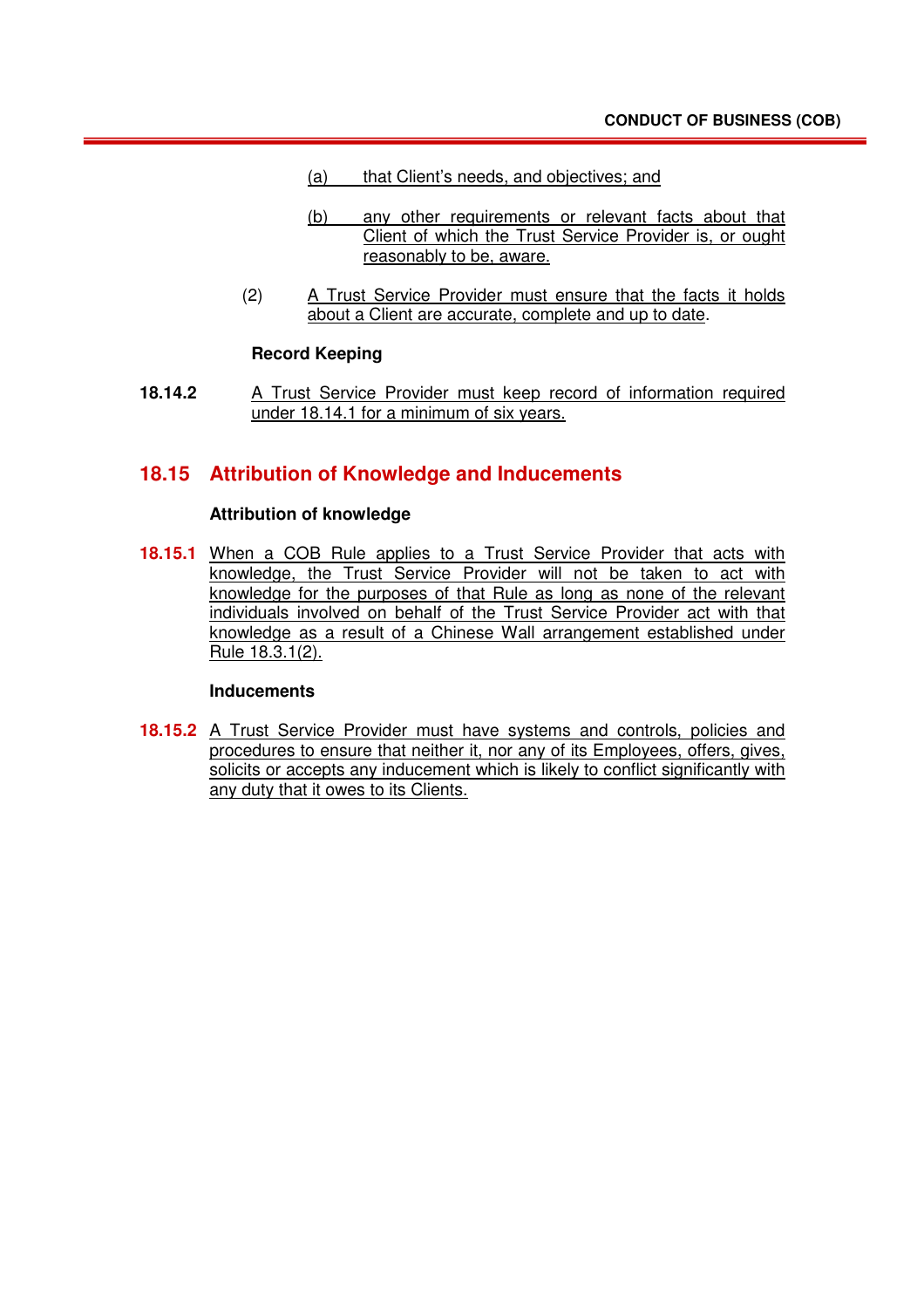(a) that Client's needs, and objectives; and

(b) any other requirements or relevant facts about that Client of which the Trust Service Provider is, or ought reasonably to be, aware.

(2) A Trust Service Provider must ensure that the facts it holds about a Client are accurate, complete and up to date.

**Record Keeping**

**18.14.2** A Trust Service Provider must keep record of information required under 18.14.1 for a minimum of six years.

## 18.15 Attribution of Knowledge and Inducements

**Attribution of knowledge**

**18.15.1** When a COB Rule applies to a Trust Service Provider that acts with knowledge, the Trust Service Provider will not be taken to act with knowledge for the purposes of that Rule as long as none of the relevant individuals involved on behalf of the Trust Service Provider act with that knowledge as a result of a Chinese Wall arrangement established under Rule 18.3.1(2).

**Inducements**

**18.15.2** A Trust Service Provider must have systems and controls, policies and procedures to ensure that neither it, nor any of its Employees, offers, gives, solicits or accepts any inducement which is likely to conflict significantly with any duty that it owes to its Clients.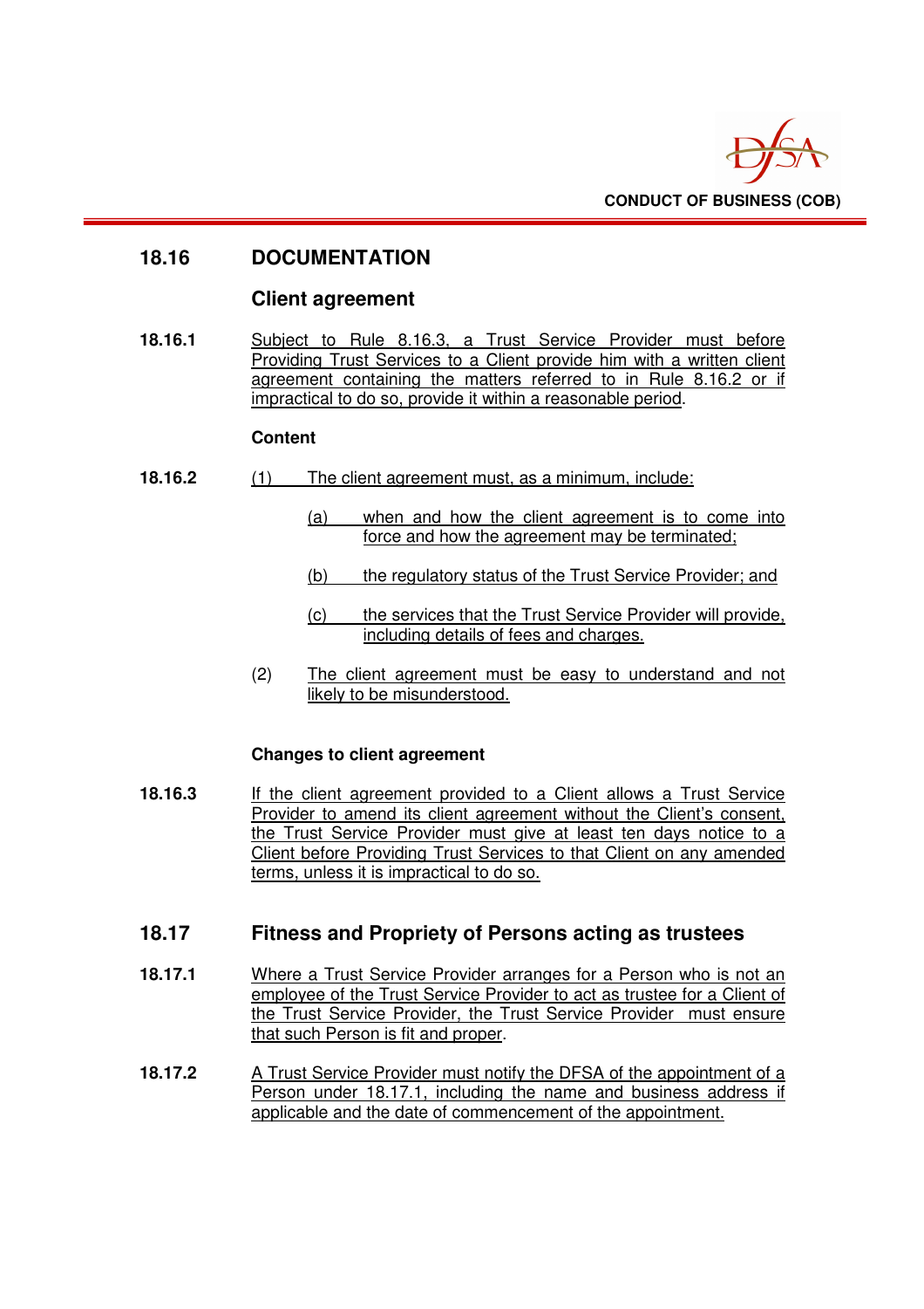## 18.16 DOCUMENTATION

### Client agreement

**18.16.1** Subject to Rule 8.16.3, a Trust Service Provider must before Providing Trust Services to a Client provide him with a written client agreement containing the matters referred to in Rule 8.16.2 or if impractical to do so, provide it within a reasonable period.

#### Content

**18.16.2** (1) The client agreement must, as a minimum, include:

- (a) when and how the client agreement is to come into force and how the agreement may be terminated;
- (b) the regulatory status of the Trust Service Provider; and
- (c) the services that the Trust Service Provider will provide, including details of fees and charges.

(2) The client agreement must be easy to understand and not likely to be misunderstood.

#### Changes to client agreement

**18.16.3** If the client agreement provided to a Client allows a Trust Service Provider to amend its client agreement without the Client's consent, the Trust Service Provider must give at least ten days notice to a Client before Providing Trust Services to that Client on any amended terms, unless it is impractical to do so.

## 18.17 Fitness and Propriety of Persons acting as trustees

**18.17.1** Where a Trust Service Provider arranges for a Person who is not an employee of the Trust Service Provider to act as trustee for a Client of the Trust Service Provider, the Trust Service Provider must ensure that such Person is fit and proper.

**18.17.2** A Trust Service Provider must notify the DFSA of the appointment of a Person under 18.17.1, including the name and business address if applicable and the date of commencement of the appointment.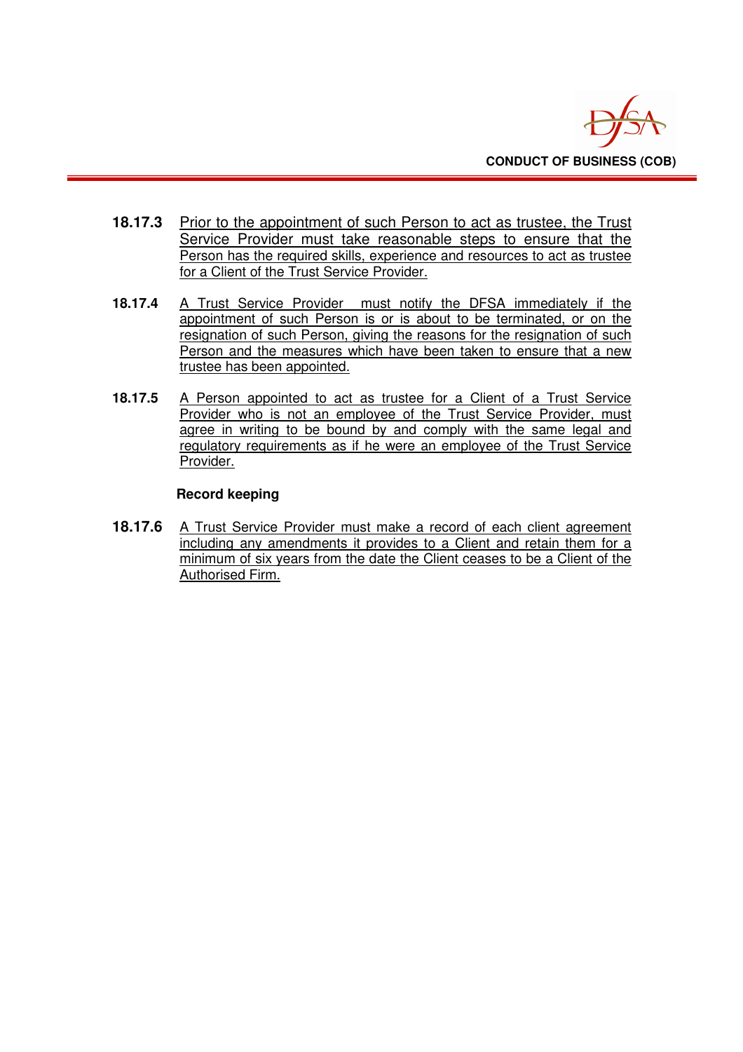**18.17.3** Prior to the appointment of such Person to act as trustee, the Trust Service Provider must take reasonable steps to ensure that the Person has the required skills, experience and resources to act as trustee for a Client of the Trust Service Provider.

**18.17.4** A Trust Service Provider must notify the DFSA immediately if the appointment of such Person is or is about to be terminated, or on the resignation of such Person, giving the reasons for the resignation of such Person and the measures which have been taken to ensure that a new trustee has been appointed.

**18.17.5** A Person appointed to act as trustee for a Client of a Trust Service Provider who is not an employee of the Trust Service Provider, must agree in writing to be bound by and comply with the same legal and regulatory requirements as if he were an employee of the Trust Service Provider.

**Record keeping**

**18.17.6** A Trust Service Provider must make a record of each client agreement including any amendments it provides to a Client and retain them for a minimum of six years from the date the Client ceases to be a Client of the Authorised Firm.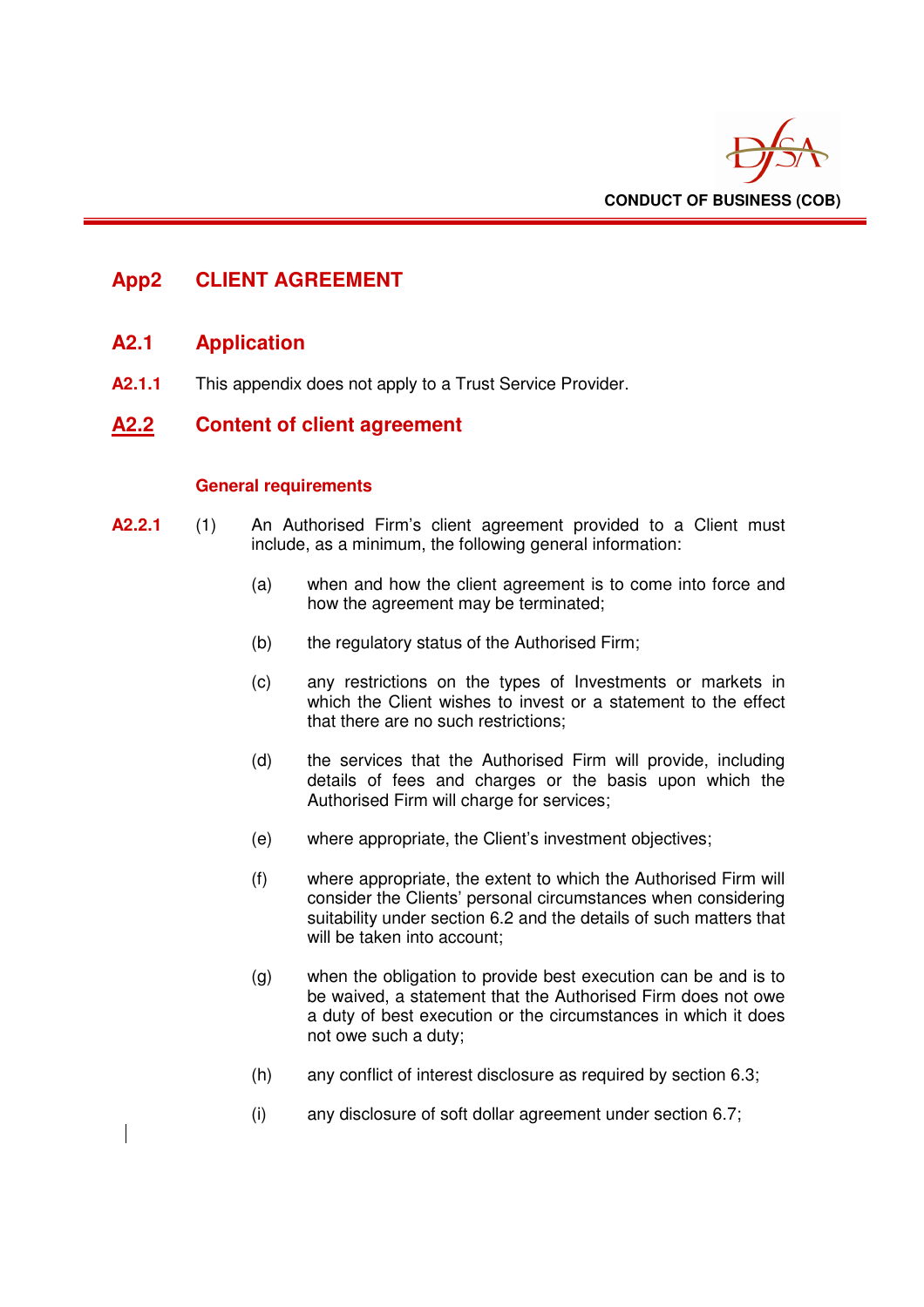# App2 CLIENT AGREEMENT

## A2.1 Application

**A2.1.1** This appendix does not apply to a Trust Service Provider.

## A2.2 Content of client agreement

### General requirements

**A2.2.1** (1) An Authorised Firm's client agreement provided to a Client must include, as a minimum, the following general information:

(a) when and how the client agreement is to come into force and how the agreement may be terminated;

(b) the regulatory status of the Authorised Firm;

(c) any restrictions on the types of Investments or markets in which the Client wishes to invest or a statement to the effect that there are no such restrictions;

(d) the services that the Authorised Firm will provide, including details of fees and charges or the basis upon which the Authorised Firm will charge for services;

(e) where appropriate, the Client's investment objectives;

(f) where appropriate, the extent to which the Authorised Firm will consider the Clients' personal circumstances when considering suitability under section 6.2 and the details of such matters that will be taken into account;

(g) when the obligation to provide best execution can be and is to be waived, a statement that the Authorised Firm does not owe a duty of best execution or the circumstances in which it does not owe such a duty;

(h) any conflict of interest disclosure as required by section 6.3;

(i) any disclosure of soft dollar agreement under section 6.7;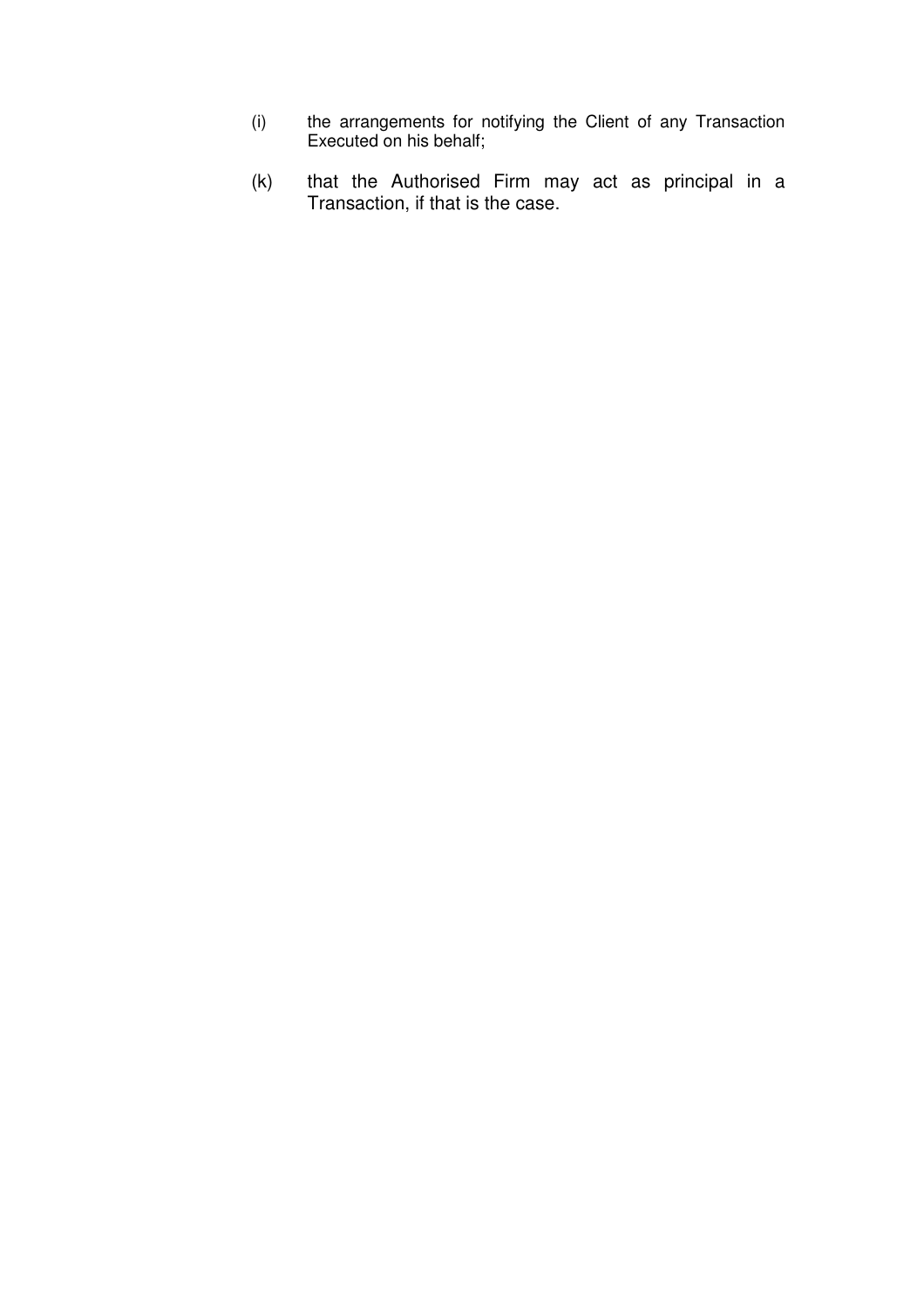(i) the arrangements for notifying the Client of any Transaction Executed on his behalf;

(k) that the Authorised Firm may act as principal in a Transaction, if that is the case.